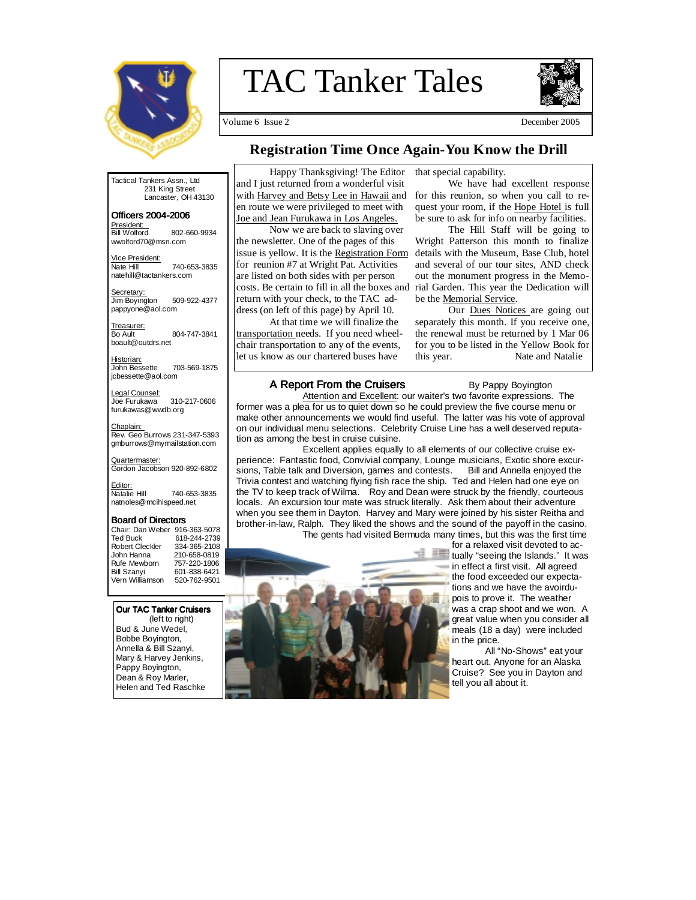# TAC Tanker Tales

Volume 6 Issue 2 — December 2005

Tactical Tankers Assn., Ltd
231 King Street
Lancaster, OH 43130

**Officers 2004-2006**

President:
Bill Wolford 802-660-9934
wwolford70@msn.com

Vice President:
Nate Hill 740-653-3835
natehill@tactankers.com

Secretary:
Jim Boyington 509-922-4377
pappyone@aol.com

Treasurer:
Bo Ault 804-747-3841
boault@outdrs.net

Historian:
John Bessette 703-569-1875
jcbessette@aol.com

Legal Counsel:
Joe Furukawa 310-217-0606
furukawas@wwdb.org

Chaplain:
Rev. Geo Burrows 231-347-5393
gmburrows@mymailstation.com

Quartermaster:
Gordon Jacobson 920-892-6802

Editor:
Natalie Hill 740-653-3835
natnoles@mcihispeed.net

**Board of Directors**

| | |
|---|---|
| Chair: Dan Weber | 916-363-5078 |
| Ted Buck | 618-244-2739 |
| Robert Cleckler | 334-365-2108 |
| John Hanna | 210-658-0819 |
| Rufe Mewborn | 757-220-1806 |
| Bill Szanyi | 601-838-6421 |
| Vern Williamson | 520-762-9501 |

## Registration Time Once Again-You Know the Drill

Happy Thanksgiving! The Editor and I just returned from a wonderful visit with Harvey and Betsy Lee in Hawaii and en route we were privileged to meet with Joe and Jean Furukawa in Los Angeles.

Now we are back to slaving over the newsletter. One of the pages of this issue is yellow. It is the Registration Form for reunion #7 at Wright Pat. Activities are listed on both sides with per person costs. Be certain to fill in all the boxes and return with your check, to the TAC address (on left of this page) by April 10.

At that time we will finalize the transportation needs. If you need wheelchair transportation to any of the events, let us know as our chartered buses have that special capability.

We have had excellent response for this reunion, so when you call to request your room, if the Hope Hotel is full be sure to ask for info on nearby facilities.

The Hill Staff will be going to Wright Patterson this month to finalize details with the Museum, Base Club, hotel and several of our tour sites, AND check out the monument progress in the Memorial Garden. This year the Dedication will be the Memorial Service.

Our Dues Notices are going out separately this month. If you receive one, the renewal must be returned by 1 Mar 06 for you to be listed in the Yellow Book for this year.

Nate and Natalie

## A Report From the Cruisers

By Pappy Boyington

Attention and Excellent: our waiter's two favorite expressions. The former was a plea for us to quiet down so he could preview the five course menu or make other announcements we would find useful. The latter was his vote of approval on our individual menu selections. Celebrity Cruise Line has a well deserved reputation as among the best in cruise cuisine.

Excellent applies equally to all elements of our collective cruise experience: Fantastic food, Convivial company, Lounge musicians, Exotic shore excursions, Table talk and Diversion, games and contests. Bill and Annella enjoyed the Trivia contest and watching flying fish race the ship. Ted and Helen had one eye on the TV to keep track of Wilma. Roy and Dean were struck by the friendly, courteous locals. An excursion tour mate was struck literally. Ask them about their adventure when you see them in Dayton. Harvey and Mary were joined by his sister Reitha and brother-in-law, Ralph. They liked the shows and the sound of the payoff in the casino.

The gents had visited Bermuda many times, but this was the first time for a relaxed visit devoted to actually "seeing the Islands." It was in effect a first visit. All agreed the food exceeded our expectations and we have the avoirdupois to prove it. The weather was a crap shoot and we won. A great value when you consider all meals (18 a day) were included in the price.

All "No-Shows" eat your heart out. Anyone for an Alaska Cruise? See you in Dayton and tell you all about it.

**Our TAC Tanker Cruisers** (left to right)
Bud & June Wedel,
Bobbe Boyington,
Annella & Bill Szanyi,
Mary & Harvey Jenkins,
Pappy Boyington,
Dean & Roy Marler,
Helen and Ted Raschke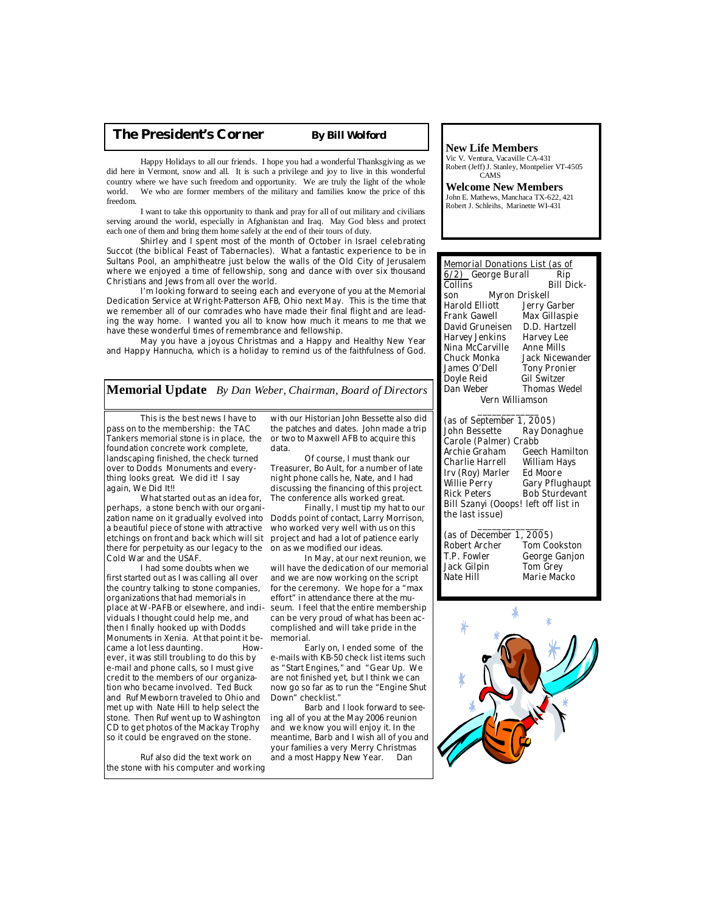## The President's Corner

**By Bill Wolford**

Happy Holidays to all our friends. I hope you had a wonderful Thanksgiving as we did here in Vermont, snow and all. It is such a privilege and joy to live in this wonderful country where we have such freedom and opportunity. We are truly the light of the whole world. We who are former members of the military and families know the price of this freedom.

I want to take this opportunity to thank and pray for all of out military and civilians serving around the world, especially in Afghanistan and Iraq. May God bless and protect each one of them and bring them home safely at the end of their tours of duty.

Shirley and I spent most of the month of October in Israel celebrating Succot (the biblical Feast of Tabernacles). What a fantastic experience to be in Sultans Pool, an amphitheatre just below the walls of the Old City of Jerusalem where we enjoyed a time of fellowship, song and dance with over six thousand Christians and Jews from all over the world.

I'm looking forward to seeing each and everyone of you at the Memorial Dedication Service at Wright-Patterson AFB, Ohio next May. This is the time that we remember all of our comrades who have made their final flight and are leading the way home. I wanted you all to know how much it means to me that we have these wonderful times of remembrance and fellowship.

May you have a joyous Christmas and a Happy and Healthy New Year and Happy Hannucha, which is a holiday to remind us of the faithfulness of God.

## Memorial Update *By Dan Weber, Chairman, Board of Directors*

This is the best news I have to pass on to the membership: the TAC Tankers memorial stone is in place, the foundation concrete work complete, landscaping finished, the check turned over to Dodds Monuments and everything looks great. We did it! I say again, We Did It!!

What started out as an idea for, perhaps, a stone bench with our organization name on it gradually evolved into a beautiful piece of stone with attractive etchings on front and back which will sit there for perpetuity as our legacy to the Cold War and the USAF.

I had some doubts when we first started out as I was calling all over the country talking to stone companies, organizations that had memorials in place at W-PAFB or elsewhere, and individuals I thought could help me, and then I finally hooked up with Dodds Monuments in Xenia. At that point it became a lot less daunting. However, it was still troubling to do this by e-mail and phone calls, so I must give credit to the members of our organization who became involved. Ted Buck and Ruf Mewborn traveled to Ohio and met up with Nate Hill to help select the stone. Then Ruf went up to Washington CD to get photos of the Mackay Trophy so it could be engraved on the stone.

Ruf also did the text work on the stone with his computer and working with our Historian John Bessette also did the patches and dates. John made a trip or two to Maxwell AFB to acquire this data.

Of course, I must thank our Treasurer, Bo Ault, for a number of late night phone calls he, Nate, and I had discussing the financing of this project. The conference alls worked great.

Finally, I must tip my hat to our Dodds point of contact, Larry Morrison, who worked very well with us on this project and had a lot of patience early on as we modified our ideas.

In May, at our next reunion, we will have the dedication of our memorial and we are now working on the script for the ceremony. We hope for a "max effort" in attendance there at the museum. I feel that the entire membership can be very proud of what has been accomplished and will take pride in the memorial.

Early on, I ended some of the e-mails with KB-50 check list items such as "Start Engines," and "Gear Up. We are not finished yet, but I think we can now go so far as to run the "Engine Shut Down" checklist."

Barb and I look forward to seeing all of you at the May 2006 reunion and we know you will enjoy it. In the meantime, Barb and I wish all of you and your families a very Merry Christmas and a most Happy New Year. Dan

### New Life Members

Vic V. Ventura, Vacaville CA-431
Robert (Jeff) J. Stanley, Montpelier VT-4505 CAMS

### Welcome New Members

John E. Mathews, Manchaca TX-622, 421
Robert J. Schleihs, Marinette WI-431

Memorial Donations List (as of 6/2)

George Burall, Rip Collins, Bill Dickson, Myron Driskell, Harold Elliott, Jerry Garber, Frank Gawell, Max Gillaspie, David Gruneisen, D.D. Hartzell, Harvey Jenkins, Harvey Lee, Nina McCarville, Anne Mills, Chuck Monka, Jack Nicewander, James O'Dell, Tony Pronier, Doyle Reid, Gil Switzer, Dan Weber, Thomas Wedel, Vern Williamson

(as of September 1, 2005)

John Bessette, Ray Donaghue, Carole (Palmer) Crabb, Archie Graham, Geech Hamilton, Charlie Harrell, William Hays, Irv (Roy) Marler, Ed Moore, Willie Perry, Gary Pflughaupt, Rick Peters, Bob Sturdevant, Bill Szanyi (Ooops! left off list in the last issue)

(as of December 1, 2005)

Robert Archer, Tom Cookston, T.P. Fowler, George Ganjon, Jack Gilpin, Tom Grey, Nate Hill, Marie Macko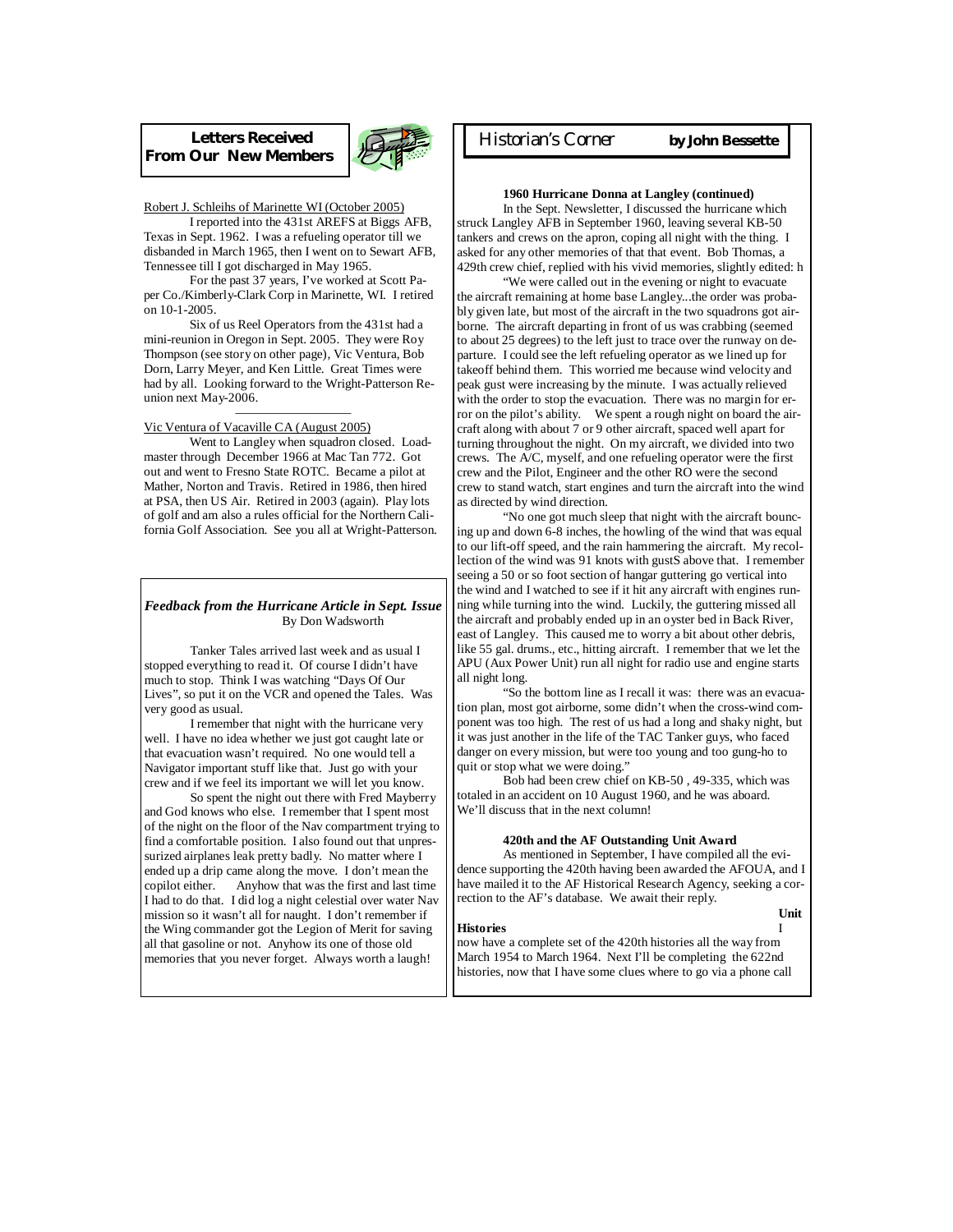## Letters Received From Our New Members

Robert J. Schleihs of Marinette WI (October 2005)

I reported into the 431st AREFS at Biggs AFB, Texas in Sept. 1962. I was a refueling operator till we disbanded in March 1965, then I went on to Sewart AFB, Tennessee till I got discharged in May 1965.

For the past 37 years, I've worked at Scott Paper Co./Kimberly-Clark Corp in Marinette, WI. I retired on 10-1-2005.

Six of us Reel Operators from the 431st had a mini-reunion in Oregon in Sept. 2005. They were Roy Thompson (see story on other page), Vic Ventura, Bob Dorn, Larry Meyer, and Ken Little. Great Times were had by all. Looking forward to the Wright-Patterson Reunion next May-2006.

---

Vic Ventura of Vacaville CA (August 2005)

Went to Langley when squadron closed. Loadmaster through December 1966 at Mac Tan 772. Got out and went to Fresno State ROTC. Became a pilot at Mather, Norton and Travis. Retired in 1986, then hired at PSA, then US Air. Retired in 2003 (again). Play lots of golf and am also a rules official for the Northern California Golf Association. See you all at Wright-Patterson.

### *Feedback from the Hurricane Article in Sept. Issue*

By Don Wadsworth

Tanker Tales arrived last week and as usual I stopped everything to read it. Of course I didn't have much to stop. Think I was watching "Days Of Our Lives", so put it on the VCR and opened the Tales. Was very good as usual.

I remember that night with the hurricane very well. I have no idea whether we just got caught late or that evacuation wasn't required. No one would tell a Navigator important stuff like that. Just go with your crew and if we feel its important we will let you know.

So spent the night out there with Fred Mayberry and God knows who else. I remember that I spent most of the night on the floor of the Nav compartment trying to find a comfortable position. I also found out that unpressurized airplanes leak pretty badly. No matter where I ended up a drip came along the move. I don't mean the copilot either. Anyhow that was the first and last time I had to do that. I did log a night celestial over water Nav mission so it wasn't all for naught. I don't remember if the Wing commander got the Legion of Merit for saving all that gasoline or not. Anyhow its one of those old memories that you never forget. Always worth a laugh!

## Historian's Corner by John Bessette

**1960 Hurricane Donna at Langley (continued)**

In the Sept. Newsletter, I discussed the hurricane which struck Langley AFB in September 1960, leaving several KB-50 tankers and crews on the apron, coping all night with the thing. I asked for any other memories of that that event. Bob Thomas, a 429th crew chief, replied with his vivid memories, slightly edited: h

"We were called out in the evening or night to evacuate the aircraft remaining at home base Langley...the order was probably given late, but most of the aircraft in the two squadrons got airborne. The aircraft departing in front of us was crabbing (seemed to about 25 degrees) to the left just to trace over the runway on departure. I could see the left refueling operator as we lined up for takeoff behind them. This worried me because wind velocity and peak gust were increasing by the minute. I was actually relieved with the order to stop the evacuation. There was no margin for error on the pilot's ability. We spent a rough night on board the aircraft along with about 7 or 9 other aircraft, spaced well apart for turning throughout the night. On my aircraft, we divided into two crews. The A/C, myself, and one refueling operator were the first crew and the Pilot, Engineer and the other RO were the second crew to stand watch, start engines and turn the aircraft into the wind as directed by wind direction.

"No one got much sleep that night with the aircraft bouncing up and down 6-8 inches, the howling of the wind that was equal to our lift-off speed, and the rain hammering the aircraft. My recollection of the wind was 91 knots with gustS above that. I remember seeing a 50 or so foot section of hangar guttering go vertical into the wind and I watched to see if it hit any aircraft with engines running while turning into the wind. Luckily, the guttering missed all the aircraft and probably ended up in an oyster bed in Back River, east of Langley. This caused me to worry a bit about other debris, like 55 gal. drums., etc., hitting aircraft. I remember that we let the APU (Aux Power Unit) run all night for radio use and engine starts all night long.

"So the bottom line as I recall it was: there was an evacuation plan, most got airborne, some didn't when the cross-wind component was too high. The rest of us had a long and shaky night, but it was just another in the life of the TAC Tanker guys, who faced danger on every mission, but were too young and too gung-ho to quit or stop what we were doing."

Bob had been crew chief on KB-50 , 49-335, which was totaled in an accident on 10 August 1960, and he was aboard. We'll discuss that in the next column!

**420th and the AF Outstanding Unit Award**

As mentioned in September, I have compiled all the evidence supporting the 420th having been awarded the AFOUA, and I have mailed it to the AF Historical Research Agency, seeking a correction to the AF's database. We await their reply.

**Unit Histories** I now have a complete set of the 420th histories all the way from March 1954 to March 1964. Next I'll be completing the 622nd histories, now that I have some clues where to go via a phone call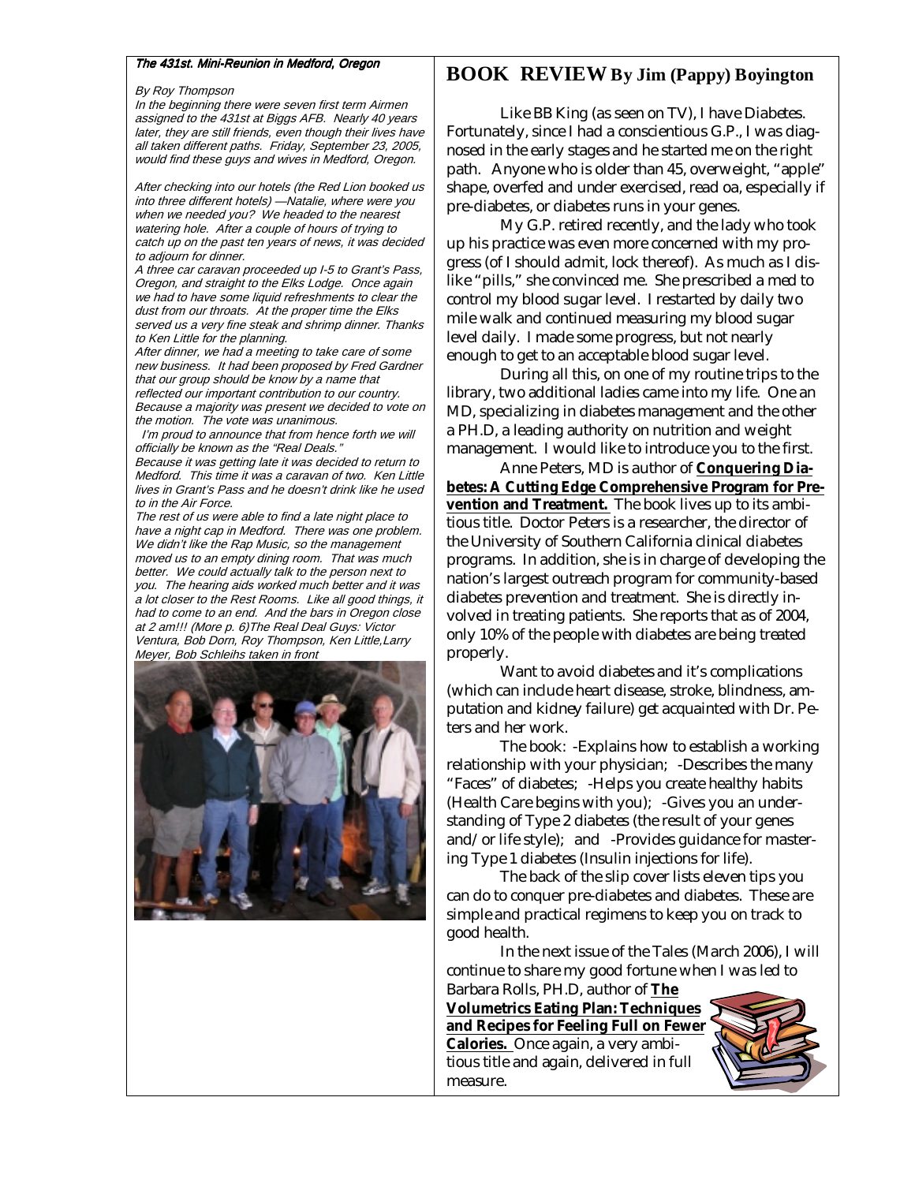## *The 431st. Mini-Reunion in Medford, Oregon*

*By Roy Thompson*

*In the beginning there were seven first term Airmen assigned to the 431st at Biggs AFB. Nearly 40 years later, they are still friends, even though their lives have all taken different paths. Friday, September 23, 2005, would find these guys and wives in Medford, Oregon.*

*After checking into our hotels (the Red Lion booked us into three different hotels) —Natalie, where were you when we needed you? We headed to the nearest watering hole. After a couple of hours of trying to catch up on the past ten years of news, it was decided to adjourn for dinner.*

*A three car caravan proceeded up I-5 to Grant's Pass, Oregon, and straight to the Elks Lodge. Once again we had to have some liquid refreshments to clear the dust from our throats. At the proper time the Elks served us a very fine steak and shrimp dinner. Thanks to Ken Little for the planning.*

*After dinner, we had a meeting to take care of some new business. It had been proposed by Fred Gardner that our group should be know by a name that reflected our important contribution to our country. Because a majority was present we decided to vote on the motion. The vote was unanimous.*

*I'm proud to announce that from hence forth we will officially be known as the "Real Deals."*

*Because it was getting late it was decided to return to Medford. This time it was a caravan of two. Ken Little lives in Grant's Pass and he doesn't drink like he used to in the Air Force.*

*The rest of us were able to find a late night place to have a night cap in Medford. There was one problem. We didn't like the Rap Music, so the management moved us to an empty dining room. That was much better. We could actually talk to the person next to you. The hearing aids worked much better and it was a lot closer to the Rest Rooms. Like all good things, it had to come to an end. And the bars in Oregon close at 2 am!!! (More p. 6)The Real Deal Guys: Victor Ventura, Bob Dorn, Roy Thompson, Ken Little,Larry Meyer, Bob Schleihs taken in front*

## BOOK REVIEW By Jim (Pappy) Boyington

Like BB King (as seen on TV), I have Diabetes. Fortunately, since I had a conscientious G.P., I was diagnosed in the early stages and he started me on the right path. Anyone who is older than 45, overweight, "apple" shape, overfed and under exercised, read oa, especially if pre-diabetes, or diabetes runs in your genes.

My G.P. retired recently, and the lady who took up his practice was even more concerned with my progress (of I should admit, lock thereof). As much as I dislike "pills," she convinced me. She prescribed a med to control my blood sugar level. I restarted by daily two mile walk and continued measuring my blood sugar level daily. I made some progress, but not nearly enough to get to an acceptable blood sugar level.

During all this, on one of my routine trips to the library, two additional ladies came into my life. One an MD, specializing in diabetes management and the other a PH.D, a leading authority on nutrition and weight management. I would like to introduce you to the first.

Anne Peters, MD is author of **Conquering Diabetes: A Cutting Edge Comprehensive Program for Prevention and Treatment.** The book lives up to its ambitious title. Doctor Peters is a researcher, the director of the University of Southern California clinical diabetes programs. In addition, she is in charge of developing the nation's largest outreach program for community-based diabetes prevention and treatment. She is directly involved in treating patients. She reports that as of 2004, only 10% of the people with diabetes are being treated properly.

Want to avoid diabetes and it's complications (which can include heart disease, stroke, blindness, amputation and kidney failure) get acquainted with Dr. Peters and her work.

The book: -Explains how to establish a working relationship with your physician; -Describes the many "Faces" of diabetes; -Helps you create healthy habits (Health Care begins with you); -Gives you an understanding of Type 2 diabetes (the result of your genes and/or life style); and -Provides guidance for mastering Type 1 diabetes (Insulin injections for life).

The back of the slip cover lists eleven tips you can do to conquer pre-diabetes and diabetes. These are simple and practical regimens to keep you on track to good health.

In the next issue of the Tales (March 2006), I will continue to share my good fortune when I was led to Barbara Rolls, PH.D, author of **The Volumetrics Eating Plan: Techniques and Recipes for Feeling Full on Fewer Calories.** Once again, a very ambitious title and again, delivered in full measure.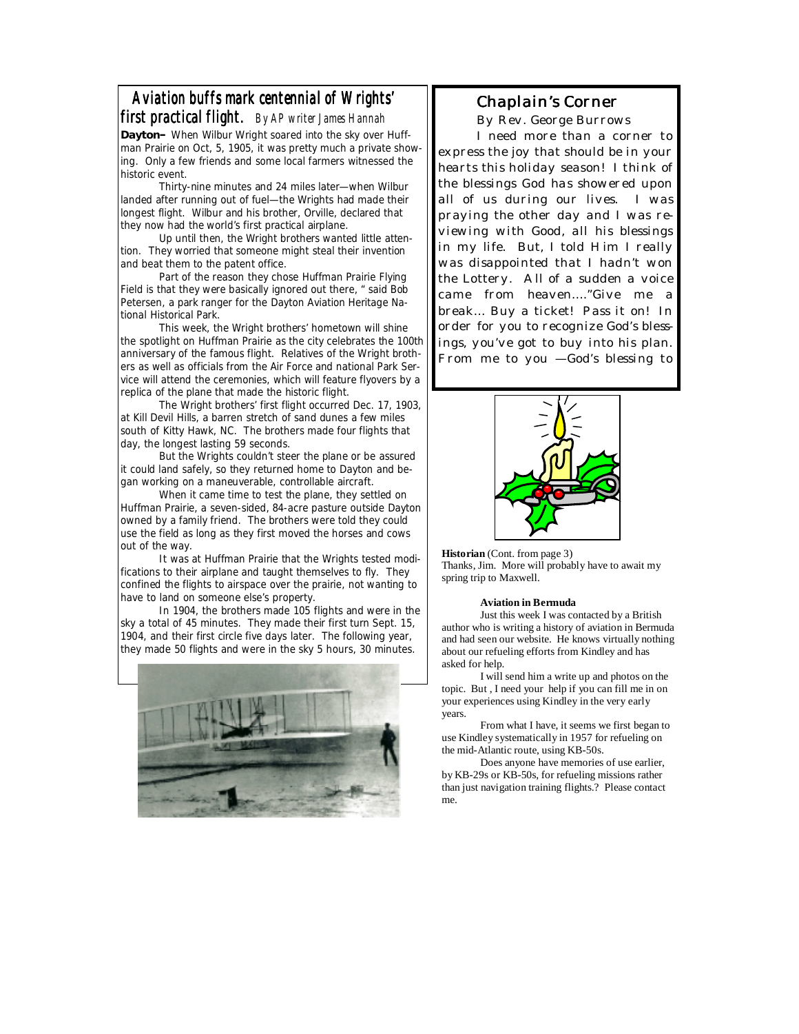## Aviation buffs mark centennial of Wrights' first practical flight. *By AP writer James Hannah*

**Dayton–** When Wilbur Wright soared into the sky over Huffman Prairie on Oct, 5, 1905, it was pretty much a private showing. Only a few friends and some local farmers witnessed the historic event.

Thirty-nine minutes and 24 miles later—when Wilbur landed after running out of fuel—the Wrights had made their longest flight. Wilbur and his brother, Orville, declared that they now had the world's first practical airplane.

Up until then, the Wright brothers wanted little attention. They worried that someone might steal their invention and beat them to the patent office.

Part of the reason they chose Huffman Prairie Flying Field is that they were basically ignored out there, " said Bob Petersen, a park ranger for the Dayton Aviation Heritage National Historical Park.

This week, the Wright brothers' hometown will shine the spotlight on Huffman Prairie as the city celebrates the 100th anniversary of the famous flight. Relatives of the Wright brothers as well as officials from the Air Force and national Park Service will attend the ceremonies, which will feature flyovers by a replica of the plane that made the historic flight.

The Wright brothers' first flight occurred Dec. 17, 1903, at Kill Devil Hills, a barren stretch of sand dunes a few miles south of Kitty Hawk, NC. The brothers made four flights that day, the longest lasting 59 seconds.

But the Wrights couldn't steer the plane or be assured it could land safely, so they returned home to Dayton and began working on a maneuverable, controllable aircraft.

When it came time to test the plane, they settled on Huffman Prairie, a seven-sided, 84-acre pasture outside Dayton owned by a family friend. The brothers were told they could use the field as long as they first moved the horses and cows out of the way.

It was at Huffman Prairie that the Wrights tested modifications to their airplane and taught themselves to fly. They confined the flights to airspace over the prairie, not wanting to have to land on someone else's property.

In 1904, the brothers made 105 flights and were in the sky a total of 45 minutes. They made their first turn Sept. 15, 1904, and their first circle five days later. The following year, they made 50 flights and were in the sky 5 hours, 30 minutes.

## Chaplain's Corner

By Rev. George Burrows

I need more than a corner to express the joy that should be in your hearts this holiday season! I think of the blessings God has showered upon all of us during our lives. I was praying the other day and I was reviewing with Good, all his blessings in my life. But, I told Him I really was disappointed that I hadn't won the Lottery. All of a sudden a voice came from heaven…."Give me a break… Buy a ticket! Pass it on! In order for you to recognize God's blessings, you've got to buy into his plan. From me to you —God's blessing to

**Historian** (Cont. from page 3)
Thanks, Jim. More will probably have to await my spring trip to Maxwell.

### Aviation in Bermuda

Just this week I was contacted by a British author who is writing a history of aviation in Bermuda and had seen our website. He knows virtually nothing about our refueling efforts from Kindley and has asked for help.

I will send him a write up and photos on the topic. But , I need your help if you can fill me in on your experiences using Kindley in the very early years.

From what I have, it seems we first began to use Kindley systematically in 1957 for refueling on the mid-Atlantic route, using KB-50s.

Does anyone have memories of use earlier, by KB-29s or KB-50s, for refueling missions rather than just navigation training flights.? Please contact me.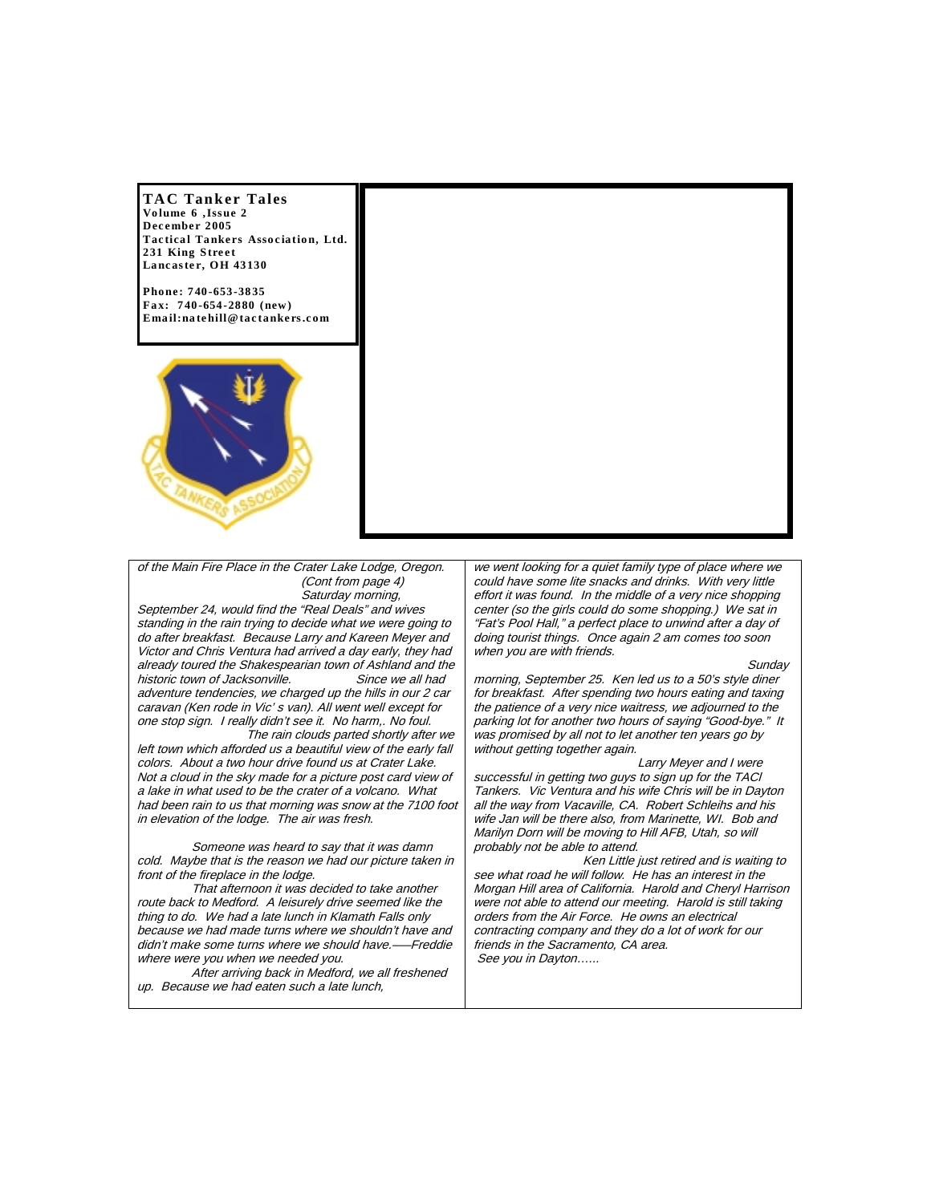**TAC Tanker Tales**
**Volume 6 ,Issue 2**
**December 2005**
**Tactical Tankers Association, Ltd.**
**231 King Street**
**Lancaster, OH 43130**

**Phone: 740-653-3835**
**Fax: 740-654-2880 (new)**
**Email:natehill@tactankers.com**

*of the Main Fire Place in the Crater Lake Lodge, Oregon.*

*(Cont from page 4)*

*Saturday morning, September 24, would find the "Real Deals" and wives standing in the rain trying to decide what we were going to do after breakfast. Because Larry and Kareen Meyer and Victor and Chris Ventura had arrived a day early, they had already toured the Shakespearian town of Ashland and the historic town of Jacksonville. Since we all had adventure tendencies, we charged up the hills in our 2 car caravan (Ken rode in Vic' s van). All went well except for one stop sign. I really didn't see it. No harm,. No foul.*

*The rain clouds parted shortly after we left town which afforded us a beautiful view of the early fall colors. About a two hour drive found us at Crater Lake. Not a cloud in the sky made for a picture post card view of a lake in what used to be the crater of a volcano. What had been rain to us that morning was snow at the 7100 foot in elevation of the lodge. The air was fresh.*

*Someone was heard to say that it was damn cold. Maybe that is the reason we had our picture taken in front of the fireplace in the lodge.*

*That afternoon it was decided to take another route back to Medford. A leisurely drive seemed like the thing to do. We had a late lunch in Klamath Falls only because we had made turns where we shouldn't have and didn't make some turns where we should have.——Freddie where were you when we needed you.*

*After arriving back in Medford, we all freshened up. Because we had eaten such a late lunch, we went looking for a quiet family type of place where we could have some lite snacks and drinks. With very little effort it was found. In the middle of a very nice shopping center (so the girls could do some shopping.) We sat in "Fat's Pool Hall," a perfect place to unwind after a day of doing tourist things. Once again 2 am comes too soon when you are with friends.*

*Sunday morning, September 25. Ken led us to a 50's style diner for breakfast. After spending two hours eating and taxing the patience of a very nice waitress, we adjourned to the parking lot for another two hours of saying "Good-bye." It was promised by all not to let another ten years go by without getting together again.*

*Larry Meyer and I were successful in getting two guys to sign up for the TACI Tankers. Vic Ventura and his wife Chris will be in Dayton all the way from Vacaville, CA. Robert Schleihs and his wife Jan will be there also, from Marinette, WI. Bob and Marilyn Dorn will be moving to Hill AFB, Utah, so will probably not be able to attend.*

*Ken Little just retired and is waiting to see what road he will follow. He has an interest in the Morgan Hill area of California. Harold and Cheryl Harrison were not able to attend our meeting. Harold is still taking orders from the Air Force. He owns an electrical contracting company and they do a lot of work for our friends in the Sacramento, CA area.*

*See you in Dayton……*